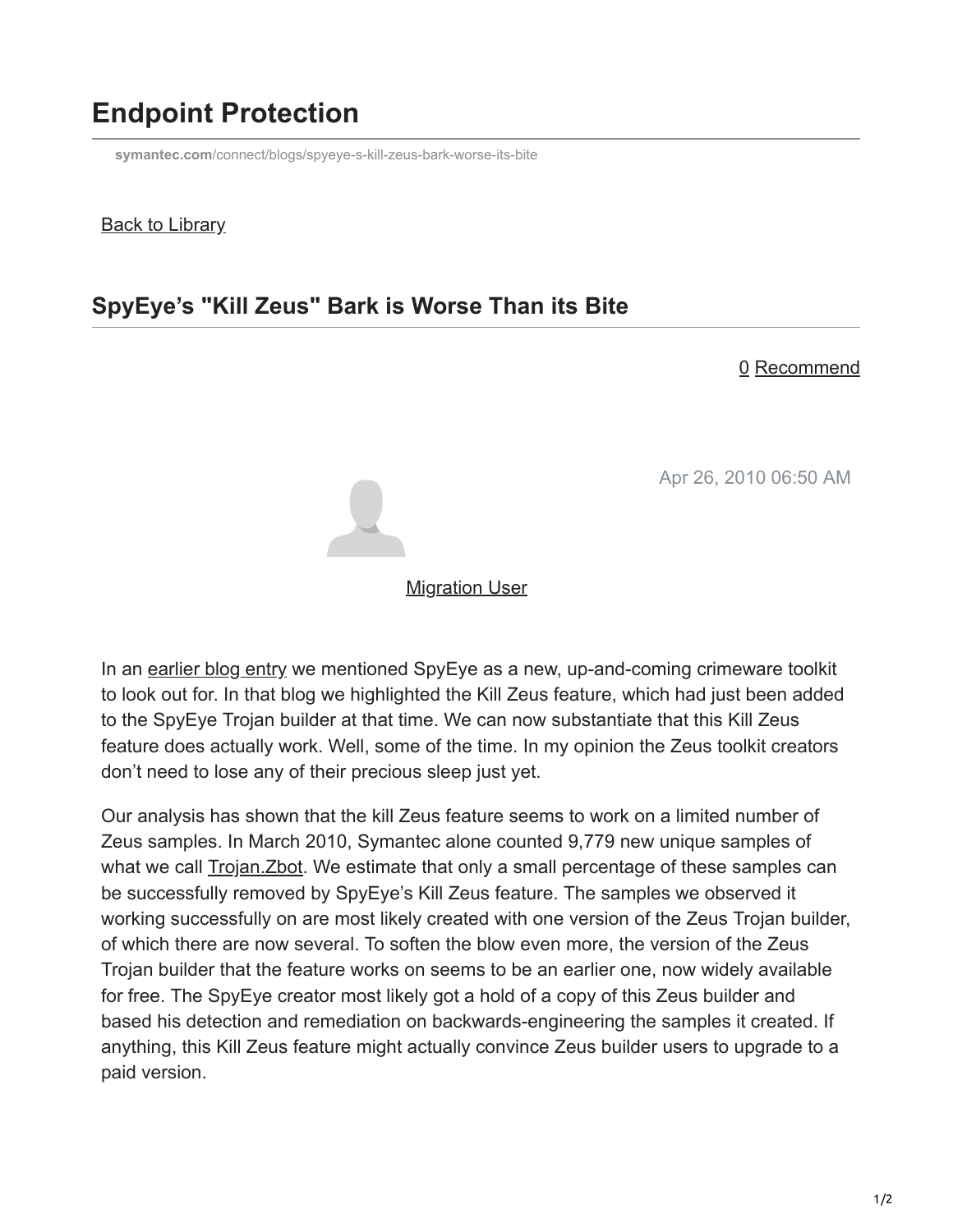# Endpoint Protection

symantec.com/connect/blogs/spyeye-s-kill-zeus-bark-worse-its-bite

Back to Library

## SpyEye's "Kill Zeus" Bark is Worse Than its Bite

0 Recommend

Apr 26, 2010 06:50 AM

Migration User

In an earlier blog entry we mentioned SpyEye as a new, up-and-coming crimeware toolkit to look out for. In that blog we highlighted the Kill Zeus feature, which had just been added to the SpyEye Trojan builder at that time. We can now substantiate that this Kill Zeus feature does actually work. Well, some of the time. In my opinion the Zeus toolkit creators don't need to lose any of their precious sleep just yet.

Our analysis has shown that the kill Zeus feature seems to work on a limited number of Zeus samples. In March 2010, Symantec alone counted 9,779 new unique samples of what we call Trojan.Zbot. We estimate that only a small percentage of these samples can be successfully removed by SpyEye's Kill Zeus feature. The samples we observed it working successfully on are most likely created with one version of the Zeus Trojan builder, of which there are now several. To soften the blow even more, the version of the Zeus Trojan builder that the feature works on seems to be an earlier one, now widely available for free. The SpyEye creator most likely got a hold of a copy of this Zeus builder and based his detection and remediation on backwards-engineering the samples it created. If anything, this Kill Zeus feature might actually convince Zeus builder users to upgrade to a paid version.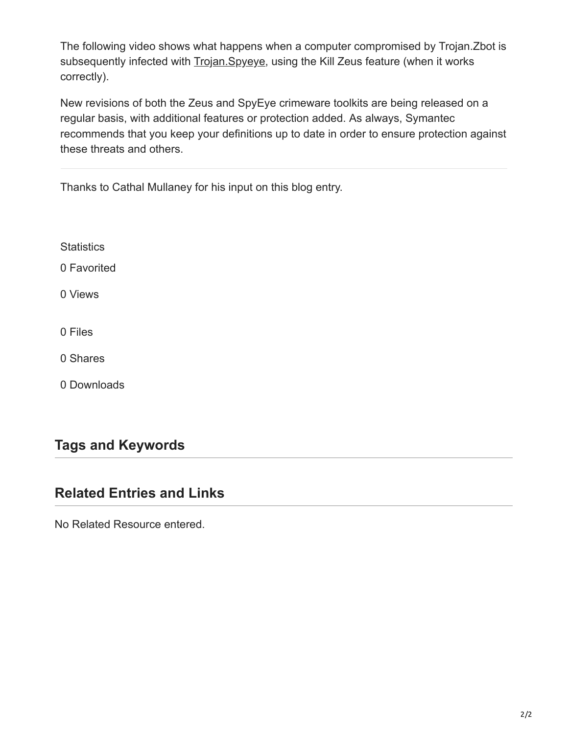The following video shows what happens when a computer compromised by Trojan.Zbot is subsequently infected with Trojan.Spyeye, using the Kill Zeus feature (when it works correctly).

New revisions of both the Zeus and SpyEye crimeware toolkits are being released on a regular basis, with additional features or protection added. As always, Symantec recommends that you keep your definitions up to date in order to ensure protection against these threats and others.

---

Thanks to Cathal Mullaney for his input on this blog entry.

Statistics

0 Favorited

0 Views

0 Files

0 Shares

0 Downloads

## Tags and Keywords

## Related Entries and Links

No Related Resource entered.